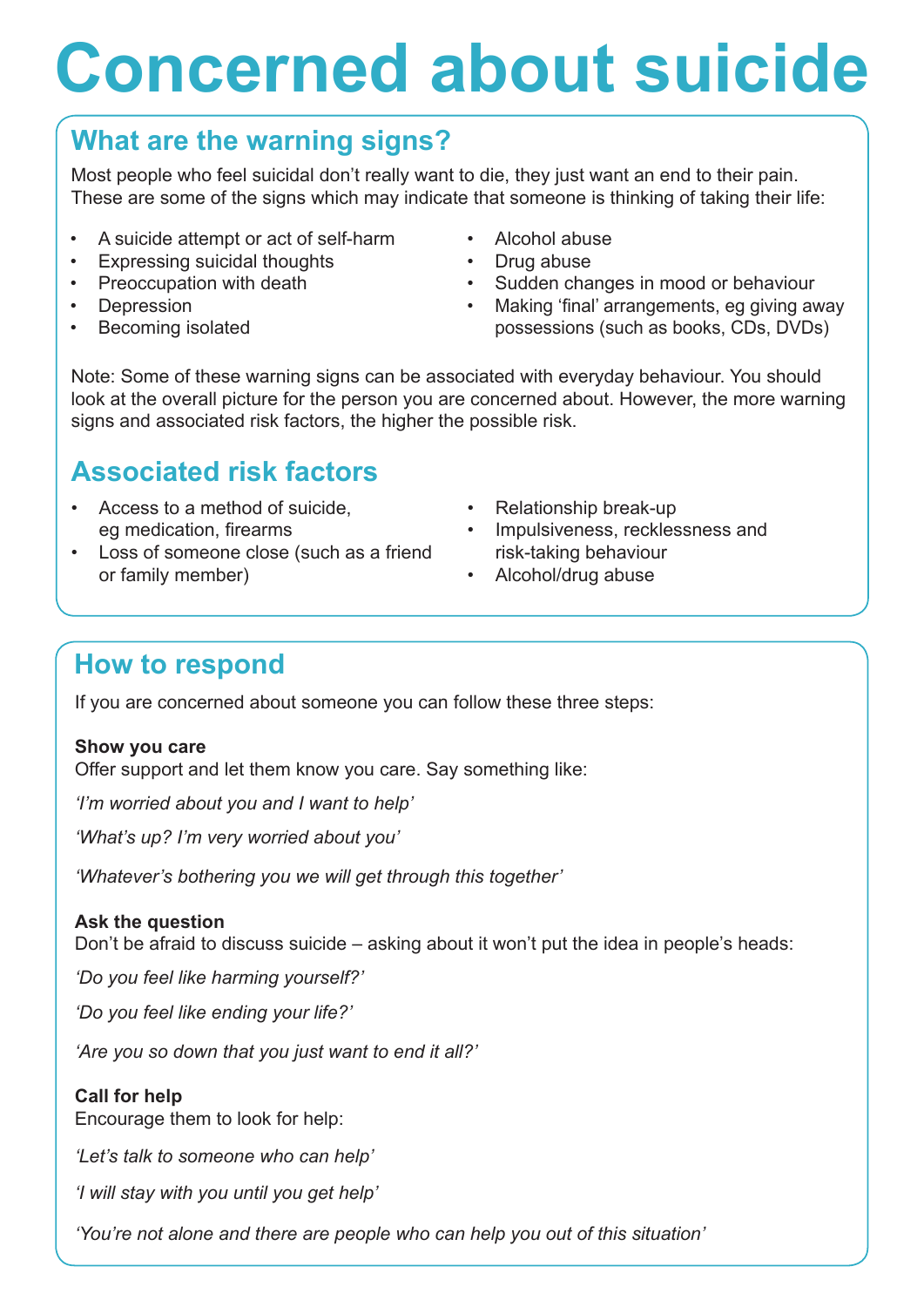# Concerned about suicide

## What are the warning signs?

Most people who feel suicidal don't really want to die, they just want an end to their pain. These are some of the signs which may indicate that someone is thinking of taking their life:

- A suicide attempt or act of self-harm
- Expressing suicidal thoughts
- Preoccupation with death
- Depression
- Becoming isolated
- Alcohol abuse
- Drug abuse
- Sudden changes in mood or behaviour
- Making 'final' arrangements, eg giving away possessions (such as books, CDs, DVDs)

Note: Some of these warning signs can be associated with everyday behaviour. You should look at the overall picture for the person you are concerned about. However, the more warning signs and associated risk factors, the higher the possible risk.

## Associated risk factors

- Access to a method of suicide, eg medication, firearms
- Loss of someone close (such as a friend or family member)
- Relationship break-up
- Impulsiveness, recklessness and risk-taking behaviour
- Alcohol/drug abuse

## How to respond

If you are concerned about someone you can follow these three steps:

**Show you care**

Offer support and let them know you care. Say something like:

*'I'm worried about you and I want to help'*

*'What's up? I'm very worried about you'*

*'Whatever's bothering you we will get through this together'*

**Ask the question**

Don't be afraid to discuss suicide – asking about it won't put the idea in people's heads:

*'Do you feel like harming yourself?'*

*'Do you feel like ending your life?'*

*'Are you so down that you just want to end it all?'*

**Call for help**

Encourage them to look for help:

*'Let's talk to someone who can help'*

*'I will stay with you until you get help'*

*'You're not alone and there are people who can help you out of this situation'*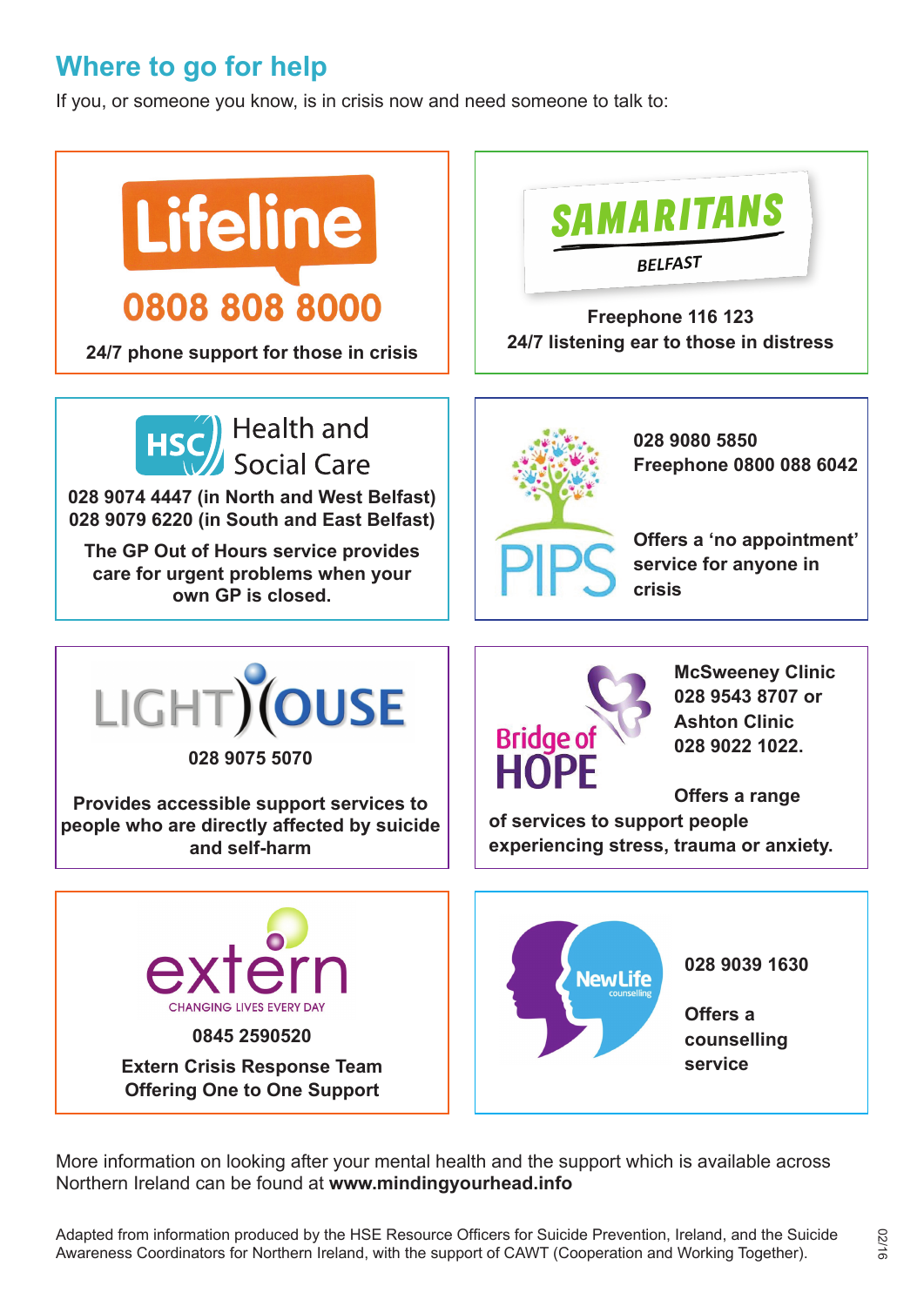## Where to go for help

If you, or someone you know, is in crisis now and need someone to talk to:

**Lifeline**

**0808 808 8000**

**24/7 phone support for those in crisis**

**SAMARITANS BELFAST**

**Freephone 116 123**
**24/7 listening ear to those in distress**

**HSC Health and Social Care**

**028 9074 4447 (in North and West Belfast)**
**028 9079 6220 (in South and East Belfast)**

**The GP Out of Hours service provides care for urgent problems when your own GP is closed.**

**PIPS**

**028 9080 5850**
**Freephone 0800 088 6042**

**Offers a 'no appointment' service for anyone in crisis**

**LIGHTHOUSE**

**028 9075 5070**

**Provides accessible support services to people who are directly affected by suicide and self-harm**

**Bridge of HOPE**

**McSweeney Clinic**
**028 9543 8707 or**
**Ashton Clinic**
**028 9022 1022.**

**Offers a range of services to support people experiencing stress, trauma or anxiety.**

**extern** CHANGING LIVES EVERY DAY

**0845 2590520**

**Extern Crisis Response Team**
**Offering One to One Support**

**NewLife counselling**

**028 9039 1630**

**Offers a counselling service**

More information on looking after your mental health and the support which is available across Northern Ireland can be found at **www.mindingyourhead.info**

Adapted from information produced by the HSE Resource Officers for Suicide Prevention, Ireland, and the Suicide Awareness Coordinators for Northern Ireland, with the support of CAWT (Cooperation and Working Together).

02/16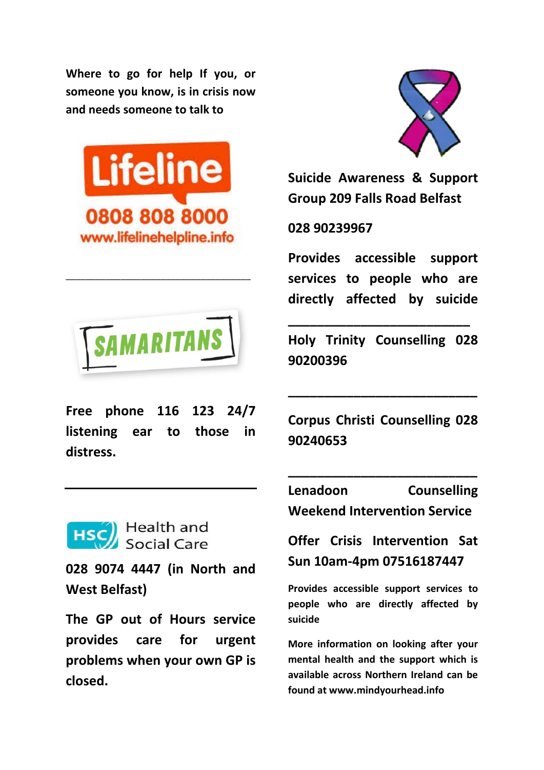**Where to go for help If you, or someone you know, is in crisis now and needs someone to talk to**

**Lifeline**

**0808 808 8000**

**www.lifelinehelpline.info**

---

**SAMARITANS**

**Free phone 116 123 24/7 listening ear to those in distress.**

---

**HSC Health and Social Care**

**028 9074 4447 (in North and West Belfast)**

**The GP out of Hours service provides care for urgent problems when your own GP is closed.**

**Suicide Awareness & Support Group 209 Falls Road Belfast**

**028 90239967**

**Provides accessible support services to people who are directly affected by suicide**

---

**Holy Trinity Counselling 028 90200396**

---

**Corpus Christi Counselling 028 90240653**

---

**Lenadoon Counselling Weekend Intervention Service**

**Offer Crisis Intervention Sat Sun 10am-4pm 07516187447**

**Provides accessible support services to people who are directly affected by suicide**

**More information on looking after your mental health and the support which is available across Northern Ireland can be found at www.mindyourhead.info**